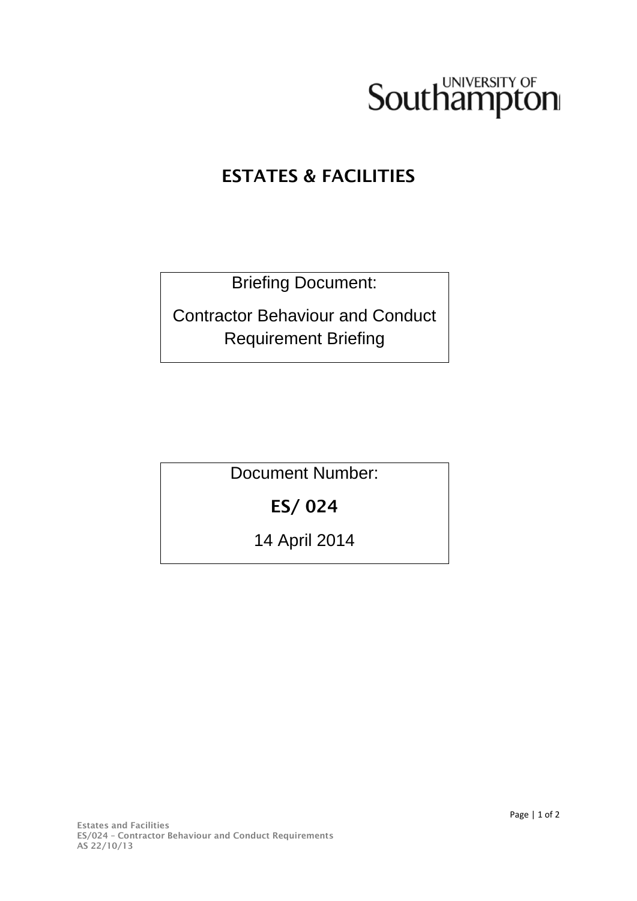University of Southampton

# ESTATES & FACILITIES

Briefing Document:

Contractor Behaviour and Conduct Requirement Briefing

Document Number:

**ES/ 024**

14 April 2014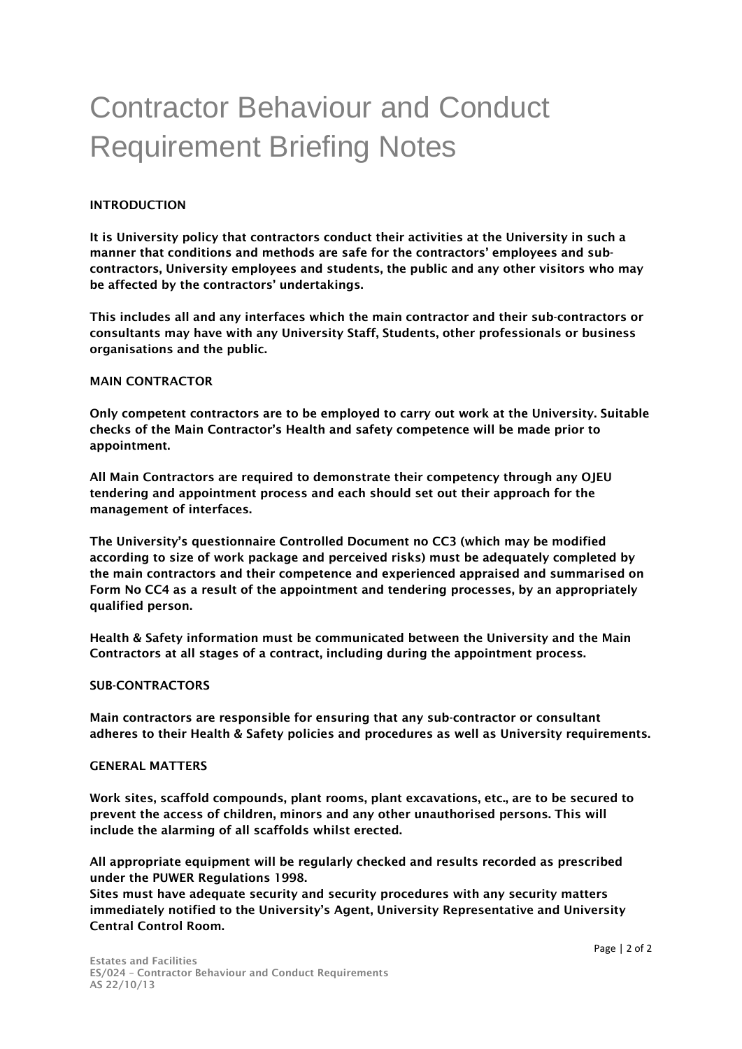# Contractor Behaviour and Conduct Requirement Briefing Notes

**INTRODUCTION**

**It is University policy that contractors conduct their activities at the University in such a manner that conditions and methods are safe for the contractors' employees and sub-contractors, University employees and students, the public and any other visitors who may be affected by the contractors' undertakings.**

**This includes all and any interfaces which the main contractor and their sub-contractors or consultants may have with any University Staff, Students, other professionals or business organisations and the public.**

**MAIN CONTRACTOR**

**Only competent contractors are to be employed to carry out work at the University. Suitable checks of the Main Contractor's Health and safety competence will be made prior to appointment.**

**All Main Contractors are required to demonstrate their competency through any OJEU tendering and appointment process and each should set out their approach for the management of interfaces.**

**The University's questionnaire Controlled Document no CC3 (which may be modified according to size of work package and perceived risks) must be adequately completed by the main contractors and their competence and experienced appraised and summarised on Form No CC4 as a result of the appointment and tendering processes, by an appropriately qualified person.**

**Health & Safety information must be communicated between the University and the Main Contractors at all stages of a contract, including during the appointment process.**

**SUB-CONTRACTORS**

**Main contractors are responsible for ensuring that any sub-contractor or consultant adheres to their Health & Safety policies and procedures as well as University requirements.**

**GENERAL MATTERS**

**Work sites, scaffold compounds, plant rooms, plant excavations, etc., are to be secured to prevent the access of children, minors and any other unauthorised persons. This will include the alarming of all scaffolds whilst erected.**

**All appropriate equipment will be regularly checked and results recorded as prescribed under the PUWER Regulations 1998.**
**Sites must have adequate security and security procedures with any security matters immediately notified to the University's Agent, University Representative and University Central Control Room.**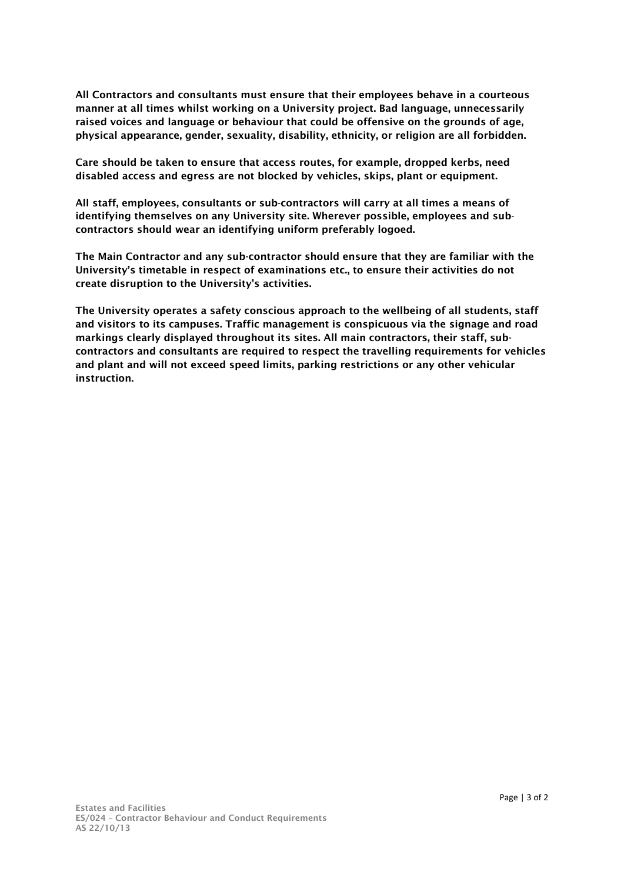**All Contractors and consultants must ensure that their employees behave in a courteous manner at all times whilst working on a University project. Bad language, unnecessarily raised voices and language or behaviour that could be offensive on the grounds of age, physical appearance, gender, sexuality, disability, ethnicity, or religion are all forbidden.**

**Care should be taken to ensure that access routes, for example, dropped kerbs, need disabled access and egress are not blocked by vehicles, skips, plant or equipment.**

**All staff, employees, consultants or sub-contractors will carry at all times a means of identifying themselves on any University site. Wherever possible, employees and sub-contractors should wear an identifying uniform preferably logoed.**

**The Main Contractor and any sub-contractor should ensure that they are familiar with the University's timetable in respect of examinations etc., to ensure their activities do not create disruption to the University's activities.**

**The University operates a safety conscious approach to the wellbeing of all students, staff and visitors to its campuses. Traffic management is conspicuous via the signage and road markings clearly displayed throughout its sites. All main contractors, their staff, sub-contractors and consultants are required to respect the travelling requirements for vehicles and plant and will not exceed speed limits, parking restrictions or any other vehicular instruction.**